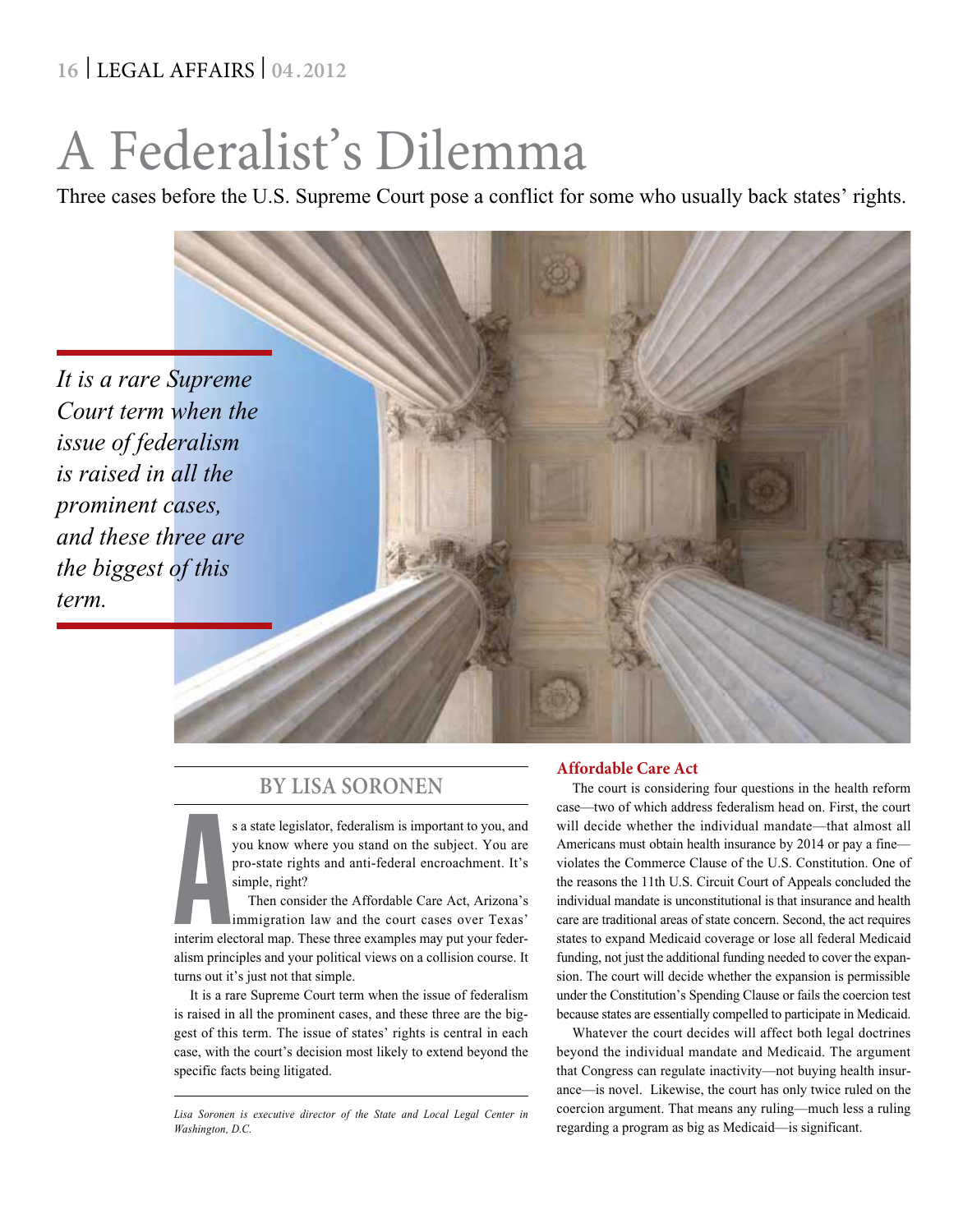# A Federalist's Dilemma

Three cases before the U.S. Supreme Court pose a conflict for some who usually back states' rights.

*It is a rare Supreme Court term when the issue of federalism is raised in all the prominent cases, and these three are the biggest of this term.*

## BY LISA SORONEN

As a state legislator, federalism is important to you, and you know where you stand on the subject. You are pro-state rights and anti-federal encroachment. It's simple, right?

Then consider the Affordable Care Act, Arizona's immigration law and the court cases over Texas' interim electoral map. These three examples may put your federalism principles and your political views on a collision course. It turns out it's just not that simple.

It is a rare Supreme Court term when the issue of federalism is raised in all the prominent cases, and these three are the biggest of this term. The issue of states' rights is central in each case, with the court's decision most likely to extend beyond the specific facts being litigated.

*Lisa Soronen is executive director of the State and Local Legal Center in Washington, D.C.*

### Affordable Care Act

The court is considering four questions in the health reform case—two of which address federalism head on. First, the court will decide whether the individual mandate—that almost all Americans must obtain health insurance by 2014 or pay a fine—violates the Commerce Clause of the U.S. Constitution. One of the reasons the 11th U.S. Circuit Court of Appeals concluded the individual mandate is unconstitutional is that insurance and health care are traditional areas of state concern. Second, the act requires states to expand Medicaid coverage or lose all federal Medicaid funding, not just the additional funding needed to cover the expansion. The court will decide whether the expansion is permissible under the Constitution's Spending Clause or fails the coercion test because states are essentially compelled to participate in Medicaid.

Whatever the court decides will affect both legal doctrines beyond the individual mandate and Medicaid. The argument that Congress can regulate inactivity—not buying health insurance—is novel. Likewise, the court has only twice ruled on the coercion argument. That means any ruling—much less a ruling regarding a program as big as Medicaid—is significant.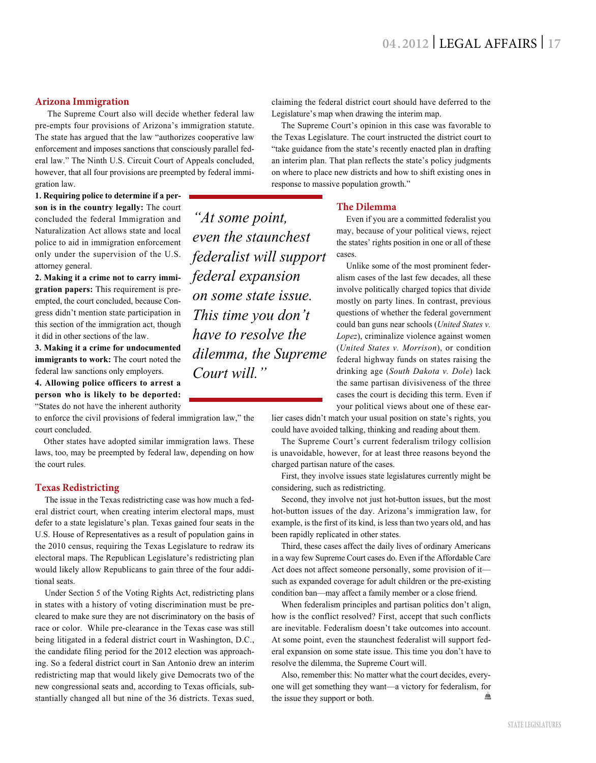## Arizona Immigration

The Supreme Court also will decide whether federal law pre-empts four provisions of Arizona's immigration statute. The state has argued that the law "authorizes cooperative law enforcement and imposes sanctions that consciously parallel federal law." The Ninth U.S. Circuit Court of Appeals concluded, however, that all four provisions are preempted by federal immigration law.

**1. Requiring police to determine if a person is in the country legally:** The court concluded the federal Immigration and Naturalization Act allows state and local police to aid in immigration enforcement only under the supervision of the U.S. attorney general.

**2. Making it a crime not to carry immigration papers:** This requirement is preempted, the court concluded, because Congress didn't mention state participation in this section of the immigration act, though it did in other sections of the law.

**3. Making it a crime for undocumented immigrants to work:** The court noted the federal law sanctions only employers.

**4. Allowing police officers to arrest a person who is likely to be deported:** "States do not have the inherent authority to enforce the civil provisions of federal immigration law," the court concluded.

Other states have adopted similar immigration laws. These laws, too, may be preempted by federal law, depending on how the court rules.

## Texas Redistricting

The issue in the Texas redistricting case was how much a federal district court, when creating interim electoral maps, must defer to a state legislature's plan. Texas gained four seats in the U.S. House of Representatives as a result of population gains in the 2010 census, requiring the Texas Legislature to redraw its electoral maps. The Republican Legislature's redistricting plan would likely allow Republicans to gain three of the four additional seats.

Under Section 5 of the Voting Rights Act, redistricting plans in states with a history of voting discrimination must be precleared to make sure they are not discriminatory on the basis of race or color. While pre-clearance in the Texas case was still being litigated in a federal district court in Washington, D.C., the candidate filing period for the 2012 election was approaching. So a federal district court in San Antonio drew an interim redistricting map that would likely give Democrats two of the new congressional seats and, according to Texas officials, substantially changed all but nine of the 36 districts. Texas sued, claiming the federal district court should have deferred to the Legislature's map when drawing the interim map.

The Supreme Court's opinion in this case was favorable to the Texas Legislature. The court instructed the district court to "take guidance from the state's recently enacted plan in drafting an interim plan. That plan reflects the state's policy judgments on where to place new districts and how to shift existing ones in response to massive population growth."

> *"At some point, even the staunchest federalist will support federal expansion on some state issue. This time you don't have to resolve the dilemma, the Supreme Court will."*

## The Dilemma

Even if you are a committed federalist you may, because of your political views, reject the states' rights position in one or all of these cases.

Unlike some of the most prominent federalism cases of the last few decades, all these involve politically charged topics that divide mostly on party lines. In contrast, previous questions of whether the federal government could ban guns near schools (*United States v. Lopez*), criminalize violence against women (*United States v. Morrison*), or condition federal highway funds on states raising the drinking age (*South Dakota v. Dole*) lack the same partisan divisiveness of the three cases the court is deciding this term. Even if your political views about one of these earlier cases didn't match your usual position on state's rights, you could have avoided talking, thinking and reading about them.

The Supreme Court's current federalism trilogy collision is unavoidable, however, for at least three reasons beyond the charged partisan nature of the cases.

First, they involve issues state legislatures currently might be considering, such as redistricting.

Second, they involve not just hot-button issues, but the most hot-button issues of the day. Arizona's immigration law, for example, is the first of its kind, is less than two years old, and has been rapidly replicated in other states.

Third, these cases affect the daily lives of ordinary Americans in a way few Supreme Court cases do. Even if the Affordable Care Act does not affect someone personally, some provision of it—such as expanded coverage for adult children or the pre-existing condition ban—may affect a family member or a close friend.

When federalism principles and partisan politics don't align, how is the conflict resolved? First, accept that such conflicts are inevitable. Federalism doesn't take outcomes into account. At some point, even the staunchest federalist will support federal expansion on some state issue. This time you don't have to resolve the dilemma, the Supreme Court will.

Also, remember this: No matter what the court decides, everyone will get something they want—a victory for federalism, for the issue they support or both.